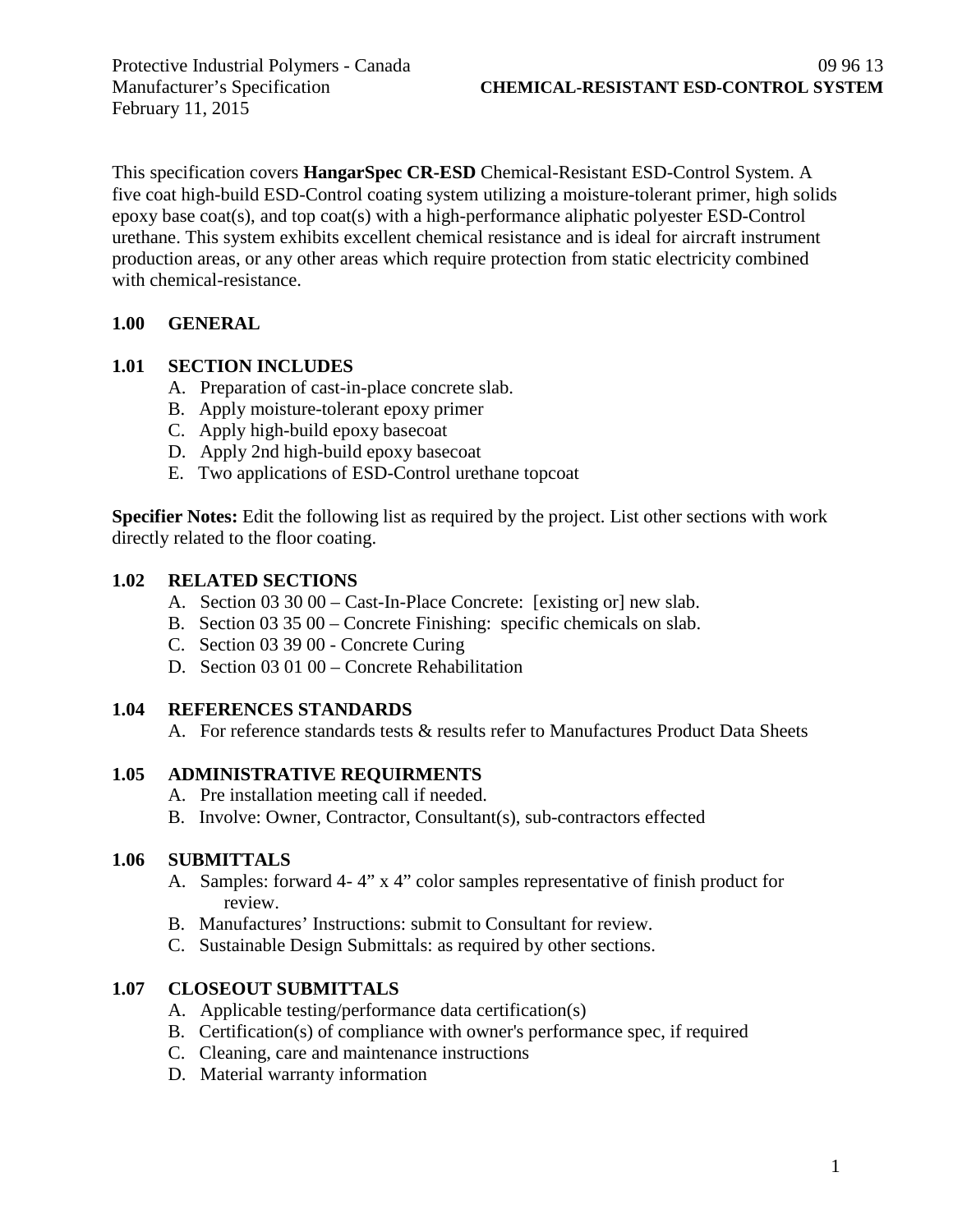This specification covers **HangarSpec CR-ESD** Chemical-Resistant ESD-Control System. A five coat high-build ESD-Control coating system utilizing a moisture-tolerant primer, high solids epoxy base coat(s), and top coat(s) with a high-performance aliphatic polyester ESD-Control urethane. This system exhibits excellent chemical resistance and is ideal for aircraft instrument production areas, or any other areas which require protection from static electricity combined with chemical-resistance.

## 1.00 GENERAL

### 1.01 SECTION INCLUDES

A. Preparation of cast-in-place concrete slab.
B. Apply moisture-tolerant epoxy primer
C. Apply high-build epoxy basecoat
D. Apply 2nd high-build epoxy basecoat
E. Two applications of ESD-Control urethane topcoat

**Specifier Notes:** Edit the following list as required by the project. List other sections with work directly related to the floor coating.

### 1.02 RELATED SECTIONS

A. Section 03 30 00 – Cast-In-Place Concrete: [existing or] new slab.
B. Section 03 35 00 – Concrete Finishing: specific chemicals on slab.
C. Section 03 39 00 - Concrete Curing
D. Section 03 01 00 – Concrete Rehabilitation

### 1.04 REFERENCES STANDARDS

A. For reference standards tests & results refer to Manufactures Product Data Sheets

### 1.05 ADMINISTRATIVE REQUIRMENTS

A. Pre installation meeting call if needed.
B. Involve: Owner, Contractor, Consultant(s), sub-contractors effected

### 1.06 SUBMITTALS

A. Samples: forward 4- 4” x 4” color samples representative of finish product for review.
B. Manufactures’ Instructions: submit to Consultant for review.
C. Sustainable Design Submittals: as required by other sections.

### 1.07 CLOSEOUT SUBMITTALS

A. Applicable testing/performance data certification(s)
B. Certification(s) of compliance with owner's performance spec, if required
C. Cleaning, care and maintenance instructions
D. Material warranty information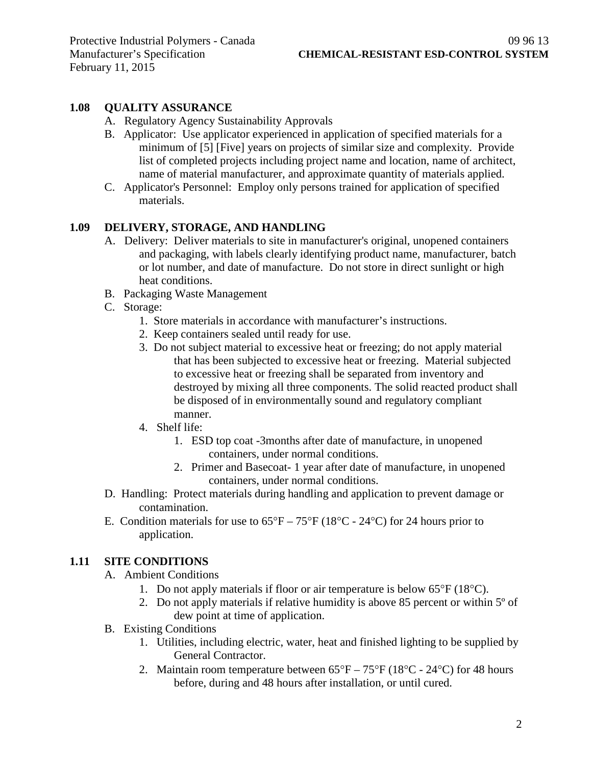## 1.08 QUALITY ASSURANCE

A. Regulatory Agency Sustainability Approvals

B. Applicator: Use applicator experienced in application of specified materials for a minimum of [5] [Five] years on projects of similar size and complexity. Provide list of completed projects including project name and location, name of architect, name of material manufacturer, and approximate quantity of materials applied.

C. Applicator's Personnel: Employ only persons trained for application of specified materials.

## 1.09 DELIVERY, STORAGE, AND HANDLING

A. Delivery: Deliver materials to site in manufacturer's original, unopened containers and packaging, with labels clearly identifying product name, manufacturer, batch or lot number, and date of manufacture. Do not store in direct sunlight or high heat conditions.

B. Packaging Waste Management

C. Storage:

1. Store materials in accordance with manufacturer's instructions.
2. Keep containers sealed until ready for use.
3. Do not subject material to excessive heat or freezing; do not apply material that has been subjected to excessive heat or freezing. Material subjected to excessive heat or freezing shall be separated from inventory and destroyed by mixing all three components. The solid reacted product shall be disposed of in environmentally sound and regulatory compliant manner.
4. Shelf life:
    1. ESD top coat -3months after date of manufacture, in unopened containers, under normal conditions.
    2. Primer and Basecoat- 1 year after date of manufacture, in unopened containers, under normal conditions.

D. Handling: Protect materials during handling and application to prevent damage or contamination.

E. Condition materials for use to 65°F – 75°F (18°C - 24°C) for 24 hours prior to application.

## 1.11 SITE CONDITIONS

A. Ambient Conditions

1. Do not apply materials if floor or air temperature is below 65°F (18°C).
2. Do not apply materials if relative humidity is above 85 percent or within 5º of dew point at time of application.

B. Existing Conditions

1. Utilities, including electric, water, heat and finished lighting to be supplied by General Contractor.
2. Maintain room temperature between 65°F – 75°F (18°C - 24°C) for 48 hours before, during and 48 hours after installation, or until cured.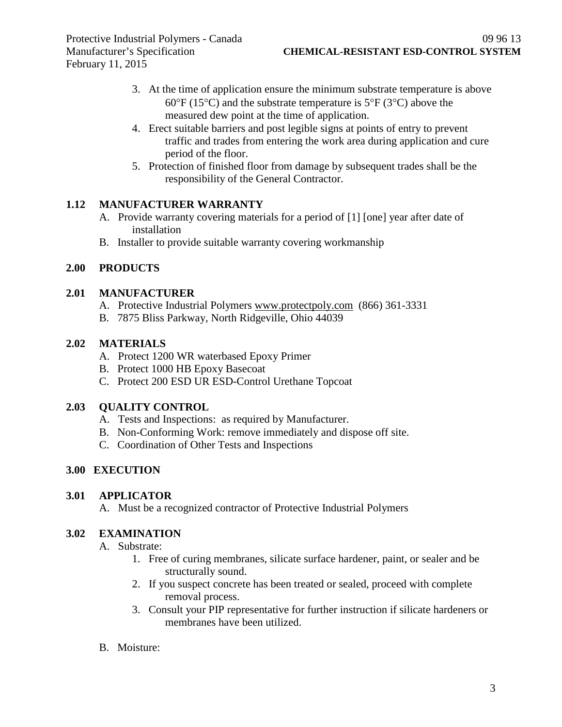3. At the time of application ensure the minimum substrate temperature is above 60°F (15°C) and the substrate temperature is 5°F (3°C) above the measured dew point at the time of application.
4. Erect suitable barriers and post legible signs at points of entry to prevent traffic and trades from entering the work area during application and cure period of the floor.
5. Protection of finished floor from damage by subsequent trades shall be the responsibility of the General Contractor.

## 1.12 MANUFACTURER WARRANTY

A. Provide warranty covering materials for a period of [1] [one] year after date of installation

B. Installer to provide suitable warranty covering workmanship

# 2.00 PRODUCTS

## 2.01 MANUFACTURER

A. Protective Industrial Polymers www.protectpoly.com (866) 361-3331

B. 7875 Bliss Parkway, North Ridgeville, Ohio 44039

## 2.02 MATERIALS

A. Protect 1200 WR waterbased Epoxy Primer

B. Protect 1000 HB Epoxy Basecoat

C. Protect 200 ESD UR ESD-Control Urethane Topcoat

## 2.03 QUALITY CONTROL

A. Tests and Inspections: as required by Manufacturer.

B. Non-Conforming Work: remove immediately and dispose off site.

C. Coordination of Other Tests and Inspections

# 3.00 EXECUTION

## 3.01 APPLICATOR

A. Must be a recognized contractor of Protective Industrial Polymers

## 3.02 EXAMINATION

A. Substrate:

1. Free of curing membranes, silicate surface hardener, paint, or sealer and be structurally sound.
2. If you suspect concrete has been treated or sealed, proceed with complete removal process.
3. Consult your PIP representative for further instruction if silicate hardeners or membranes have been utilized.

B. Moisture: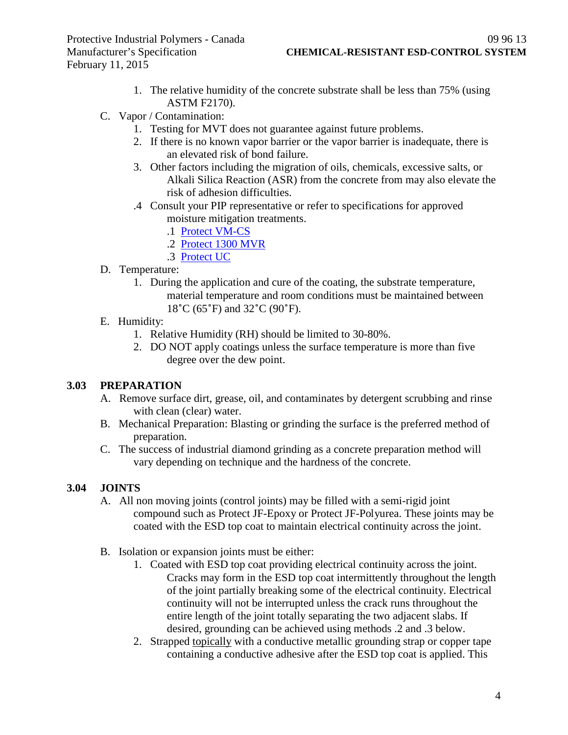1. The relative humidity of the concrete substrate shall be less than 75% (using ASTM F2170).

C. Vapor / Contamination:

1. Testing for MVT does not guarantee against future problems.
2. If there is no known vapor barrier or the vapor barrier is inadequate, there is an elevated risk of bond failure.
3. Other factors including the migration of oils, chemicals, excessive salts, or Alkali Silica Reaction (ASR) from the concrete from may also elevate the risk of adhesion difficulties.

.4 Consult your PIP representative or refer to specifications for approved moisture mitigation treatments.

.1 Protect VM-CS

.2 Protect 1300 MVR

.3 Protect UC

D. Temperature:

1. During the application and cure of the coating, the substrate temperature, material temperature and room conditions must be maintained between 18˚C (65˚F) and 32˚C (90˚F).

E. Humidity:

1. Relative Humidity (RH) should be limited to 30-80%.
2. DO NOT apply coatings unless the surface temperature is more than five degree over the dew point.

## 3.03 PREPARATION

A. Remove surface dirt, grease, oil, and contaminates by detergent scrubbing and rinse with clean (clear) water.

B. Mechanical Preparation: Blasting or grinding the surface is the preferred method of preparation.

C. The success of industrial diamond grinding as a concrete preparation method will vary depending on technique and the hardness of the concrete.

## 3.04 JOINTS

A. All non moving joints (control joints) may be filled with a semi-rigid joint compound such as Protect JF-Epoxy or Protect JF-Polyurea. These joints may be coated with the ESD top coat to maintain electrical continuity across the joint.

B. Isolation or expansion joints must be either:

1. Coated with ESD top coat providing electrical continuity across the joint. Cracks may form in the ESD top coat intermittently throughout the length of the joint partially breaking some of the electrical continuity. Electrical continuity will not be interrupted unless the crack runs throughout the entire length of the joint totally separating the two adjacent slabs. If desired, grounding can be achieved using methods .2 and .3 below.
2. Strapped topically with a conductive metallic grounding strap or copper tape containing a conductive adhesive after the ESD top coat is applied. This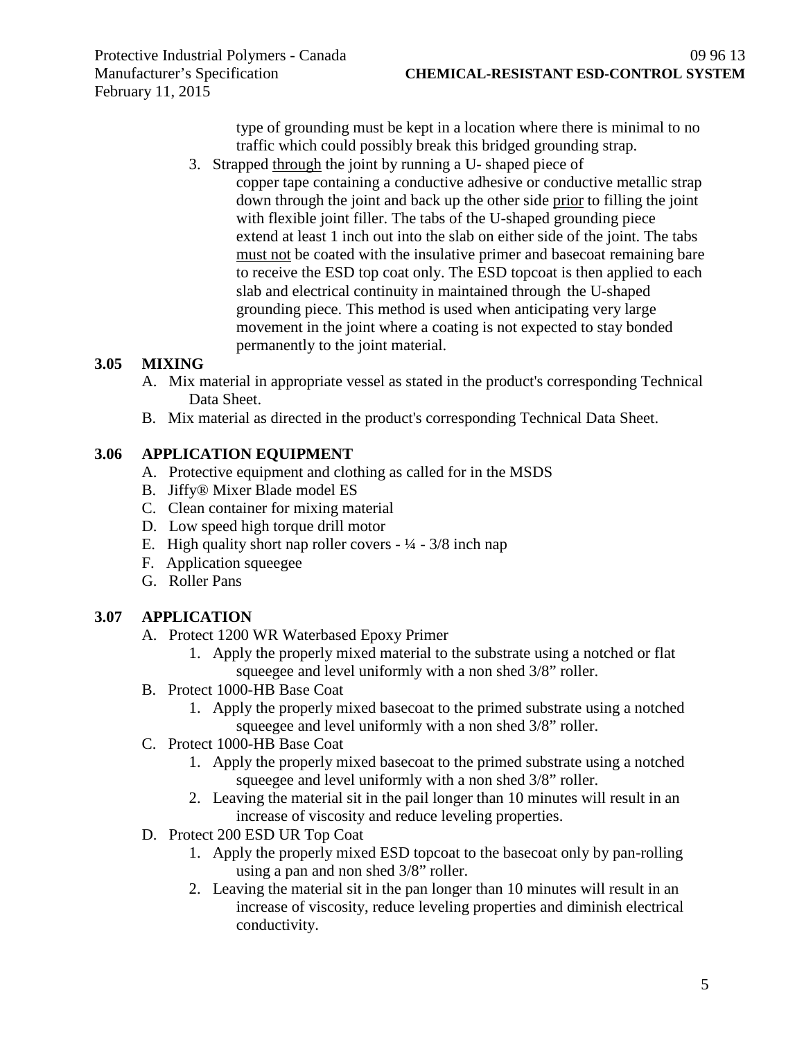type of grounding must be kept in a location where there is minimal to no traffic which could possibly break this bridged grounding strap.

3. Strapped <u>through</u> the joint by running a U- shaped piece of copper tape containing a conductive adhesive or conductive metallic strap down through the joint and back up the other side <u>prior</u> to filling the joint with flexible joint filler. The tabs of the U-shaped grounding piece extend at least 1 inch out into the slab on either side of the joint. The tabs <u>must not</u> be coated with the insulative primer and basecoat remaining bare to receive the ESD top coat only. The ESD topcoat is then applied to each slab and electrical continuity in maintained through the U-shaped grounding piece. This method is used when anticipating very large movement in the joint where a coating is not expected to stay bonded permanently to the joint material.

## 3.05 MIXING

A. Mix material in appropriate vessel as stated in the product's corresponding Technical Data Sheet.
B. Mix material as directed in the product's corresponding Technical Data Sheet.

## 3.06 APPLICATION EQUIPMENT

A. Protective equipment and clothing as called for in the MSDS
B. Jiffy® Mixer Blade model ES
C. Clean container for mixing material
D. Low speed high torque drill motor
E. High quality short nap roller covers - ¼ - 3/8 inch nap
F. Application squeegee
G. Roller Pans

## 3.07 APPLICATION

A. Protect 1200 WR Waterbased Epoxy Primer
   1. Apply the properly mixed material to the substrate using a notched or flat squeegee and level uniformly with a non shed 3/8" roller.
B. Protect 1000-HB Base Coat
   1. Apply the properly mixed basecoat to the primed substrate using a notched squeegee and level uniformly with a non shed 3/8" roller.
C. Protect 1000-HB Base Coat
   1. Apply the properly mixed basecoat to the primed substrate using a notched squeegee and level uniformly with a non shed 3/8" roller.
   2. Leaving the material sit in the pail longer than 10 minutes will result in an increase of viscosity and reduce leveling properties.
D. Protect 200 ESD UR Top Coat
   1. Apply the properly mixed ESD topcoat to the basecoat only by pan-rolling using a pan and non shed 3/8" roller.
   2. Leaving the material sit in the pan longer than 10 minutes will result in an increase of viscosity, reduce leveling properties and diminish electrical conductivity.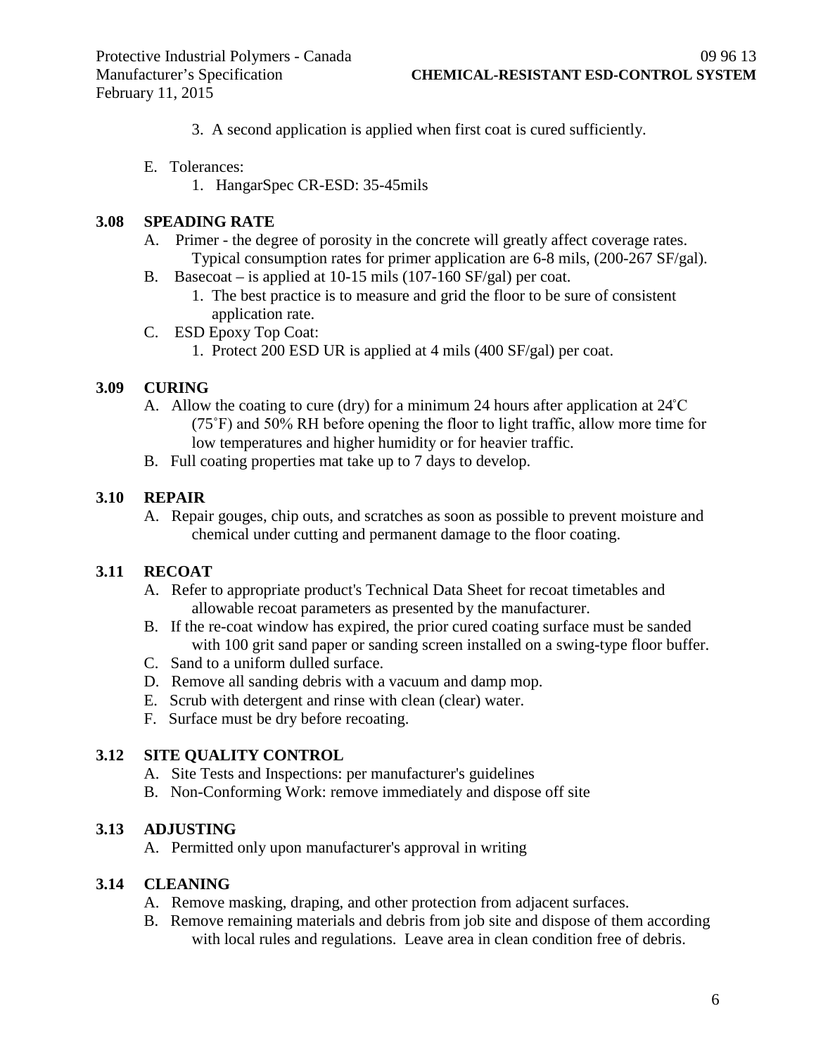3. A second application is applied when first coat is cured sufficiently.

E. Tolerances:

1. HangarSpec CR-ESD: 35-45mils

### 3.08 SPEADING RATE

A. Primer - the degree of porosity in the concrete will greatly affect coverage rates. Typical consumption rates for primer application are 6-8 mils, (200-267 SF/gal).

B. Basecoat – is applied at 10-15 mils (107-160 SF/gal) per coat.

1. The best practice is to measure and grid the floor to be sure of consistent application rate.

C. ESD Epoxy Top Coat:

1. Protect 200 ESD UR is applied at 4 mils (400 SF/gal) per coat.

### 3.09 CURING

A. Allow the coating to cure (dry) for a minimum 24 hours after application at 24˚C (75˚F) and 50% RH before opening the floor to light traffic, allow more time for low temperatures and higher humidity or for heavier traffic.

B. Full coating properties mat take up to 7 days to develop.

### 3.10 REPAIR

A. Repair gouges, chip outs, and scratches as soon as possible to prevent moisture and chemical under cutting and permanent damage to the floor coating.

### 3.11 RECOAT

A. Refer to appropriate product's Technical Data Sheet for recoat timetables and allowable recoat parameters as presented by the manufacturer.

B. If the re-coat window has expired, the prior cured coating surface must be sanded with 100 grit sand paper or sanding screen installed on a swing-type floor buffer.

C. Sand to a uniform dulled surface.

D. Remove all sanding debris with a vacuum and damp mop.

E. Scrub with detergent and rinse with clean (clear) water.

F. Surface must be dry before recoating.

### 3.12 SITE QUALITY CONTROL

A. Site Tests and Inspections: per manufacturer's guidelines

B. Non-Conforming Work: remove immediately and dispose off site

### 3.13 ADJUSTING

A. Permitted only upon manufacturer's approval in writing

### 3.14 CLEANING

A. Remove masking, draping, and other protection from adjacent surfaces.

B. Remove remaining materials and debris from job site and dispose of them according with local rules and regulations. Leave area in clean condition free of debris.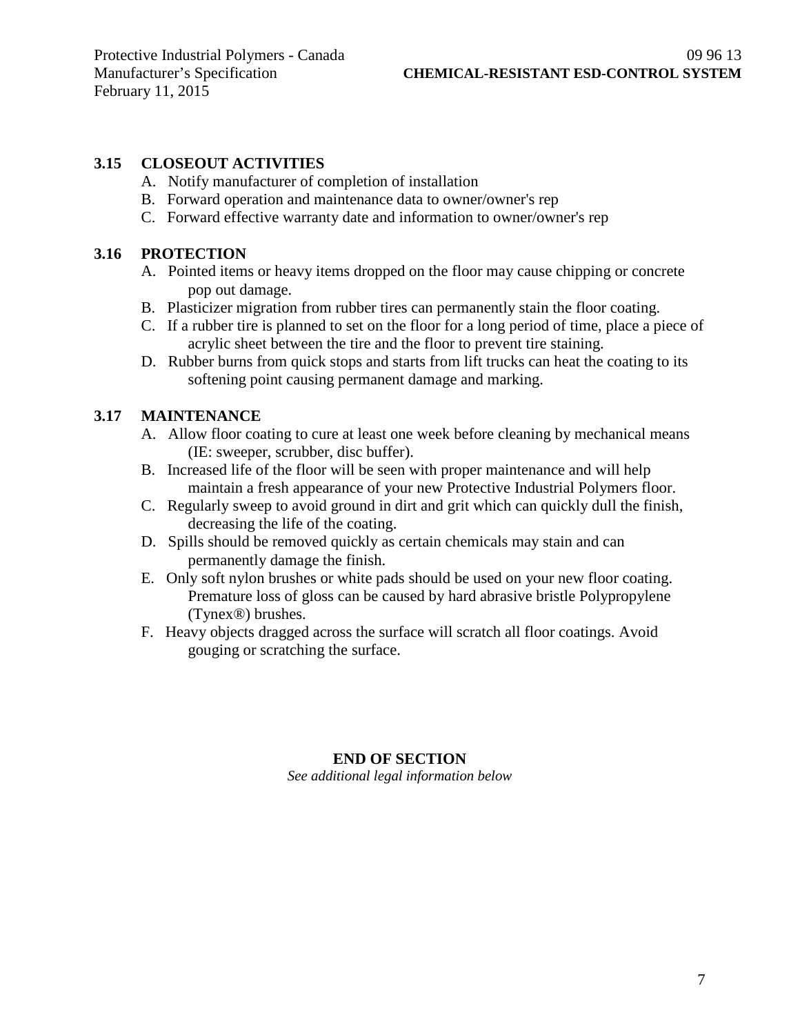### 3.15 CLOSEOUT ACTIVITIES

A. Notify manufacturer of completion of installation
B. Forward operation and maintenance data to owner/owner's rep
C. Forward effective warranty date and information to owner/owner's rep

### 3.16 PROTECTION

A. Pointed items or heavy items dropped on the floor may cause chipping or concrete pop out damage.
B. Plasticizer migration from rubber tires can permanently stain the floor coating.
C. If a rubber tire is planned to set on the floor for a long period of time, place a piece of acrylic sheet between the tire and the floor to prevent tire staining.
D. Rubber burns from quick stops and starts from lift trucks can heat the coating to its softening point causing permanent damage and marking.

### 3.17 MAINTENANCE

A. Allow floor coating to cure at least one week before cleaning by mechanical means (IE: sweeper, scrubber, disc buffer).
B. Increased life of the floor will be seen with proper maintenance and will help maintain a fresh appearance of your new Protective Industrial Polymers floor.
C. Regularly sweep to avoid ground in dirt and grit which can quickly dull the finish, decreasing the life of the coating.
D. Spills should be removed quickly as certain chemicals may stain and can permanently damage the finish.
E. Only soft nylon brushes or white pads should be used on your new floor coating. Premature loss of gloss can be caused by hard abrasive bristle Polypropylene (Tynex®) brushes.
F. Heavy objects dragged across the surface will scratch all floor coatings. Avoid gouging or scratching the surface.

**END OF SECTION**

*See additional legal information below*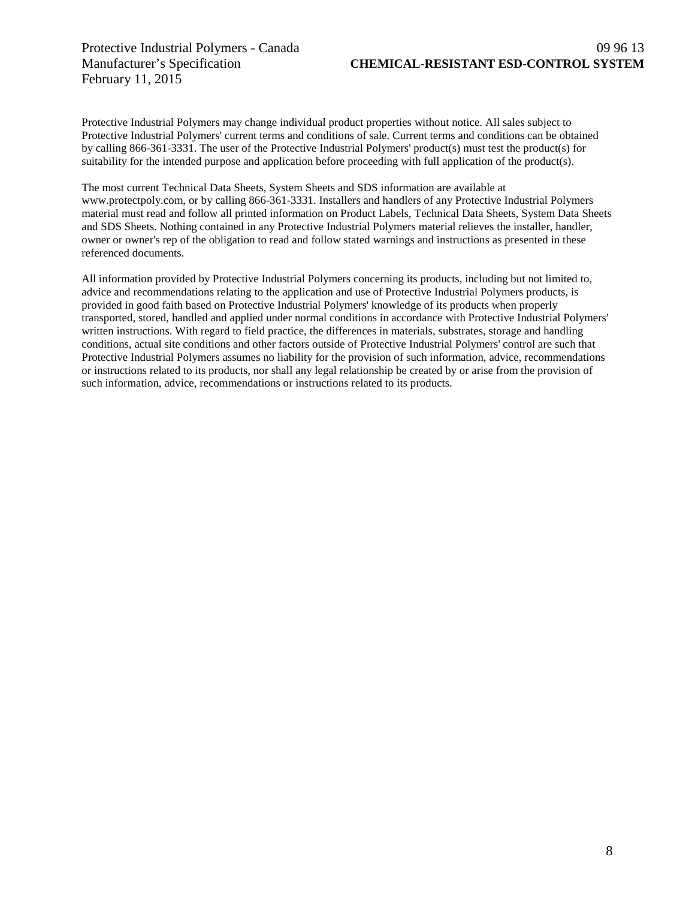Protective Industrial Polymers may change individual product properties without notice. All sales subject to Protective Industrial Polymers' current terms and conditions of sale. Current terms and conditions can be obtained by calling 866-361-3331. The user of the Protective Industrial Polymers' product(s) must test the product(s) for suitability for the intended purpose and application before proceeding with full application of the product(s).

The most current Technical Data Sheets, System Sheets and SDS information are available at www.protectpoly.com, or by calling 866-361-3331. Installers and handlers of any Protective Industrial Polymers material must read and follow all printed information on Product Labels, Technical Data Sheets, System Data Sheets and SDS Sheets. Nothing contained in any Protective Industrial Polymers material relieves the installer, handler, owner or owner's rep of the obligation to read and follow stated warnings and instructions as presented in these referenced documents.

All information provided by Protective Industrial Polymers concerning its products, including but not limited to, advice and recommendations relating to the application and use of Protective Industrial Polymers products, is provided in good faith based on Protective Industrial Polymers' knowledge of its products when properly transported, stored, handled and applied under normal conditions in accordance with Protective Industrial Polymers' written instructions. With regard to field practice, the differences in materials, substrates, storage and handling conditions, actual site conditions and other factors outside of Protective Industrial Polymers' control are such that Protective Industrial Polymers assumes no liability for the provision of such information, advice, recommendations or instructions related to its products, nor shall any legal relationship be created by or arise from the provision of such information, advice, recommendations or instructions related to its products.